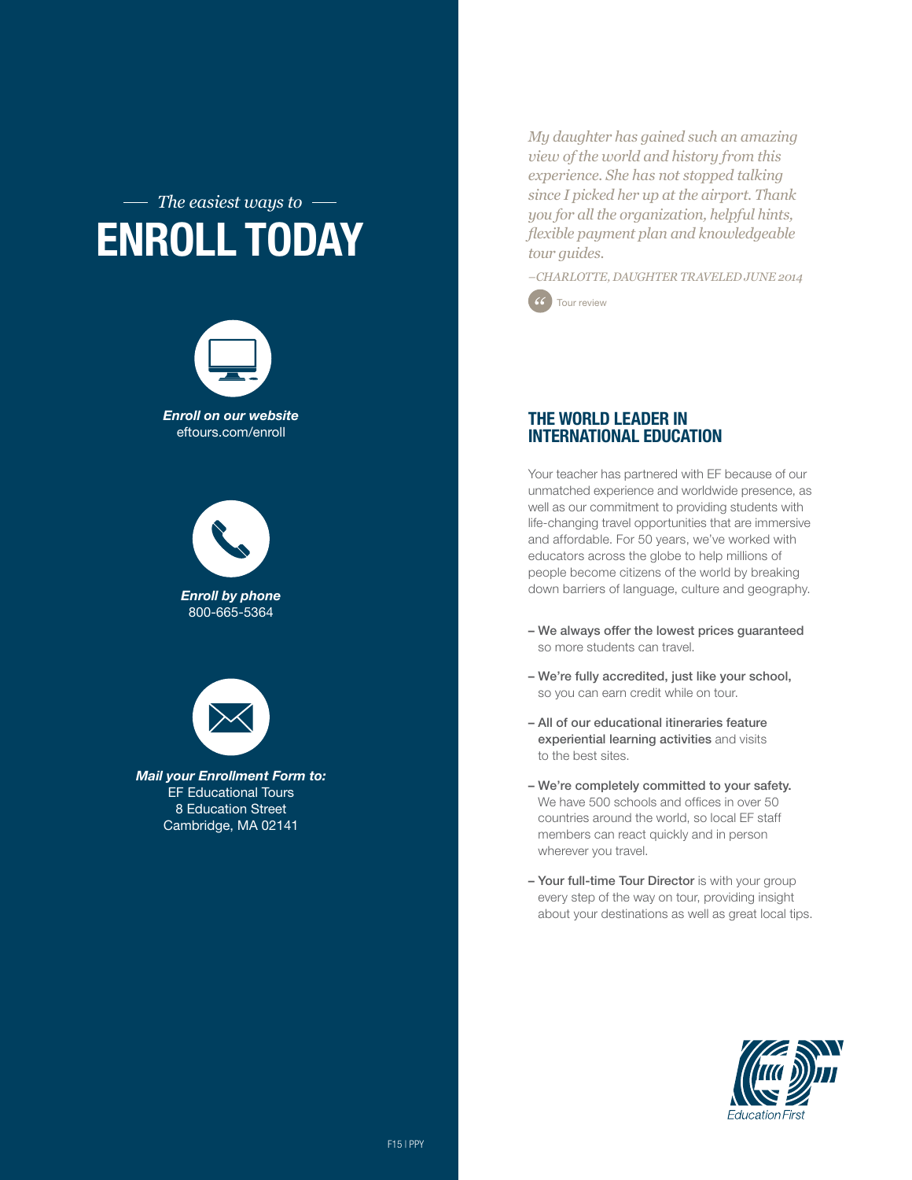*The easiest ways to*

# ENROLL TODAY

***Enroll on our website***
eftours.com/enroll

***Enroll by phone***
800-665-5364

***Mail your Enrollment Form to:***
EF Educational Tours
8 Education Street
Cambridge, MA 02141

*My daughter has gained such an amazing view of the world and history from this experience. She has not stopped talking since I picked her up at the airport. Thank you for all the organization, helpful hints, flexible payment plan and knowledgeable tour guides.*

*–CHARLOTTE, DAUGHTER TRAVELED JUNE 2014*

Tour review

## THE WORLD LEADER IN INTERNATIONAL EDUCATION

Your teacher has partnered with EF because of our unmatched experience and worldwide presence, as well as our commitment to providing students with life-changing travel opportunities that are immersive and affordable. For 50 years, we've worked with educators across the globe to help millions of people become citizens of the world by breaking down barriers of language, culture and geography.

- **We always offer the lowest prices guaranteed** so more students can travel.
- **We're fully accredited, just like your school,** so you can earn credit while on tour.
- **All of our educational itineraries feature experiential learning activities** and visits to the best sites.
- **We're completely committed to your safety.** We have 500 schools and offices in over 50 countries around the world, so local EF staff members can react quickly and in person wherever you travel.
- **Your full-time Tour Director** is with your group every step of the way on tour, providing insight about your destinations as well as great local tips.

EF Education First

F15 | PPY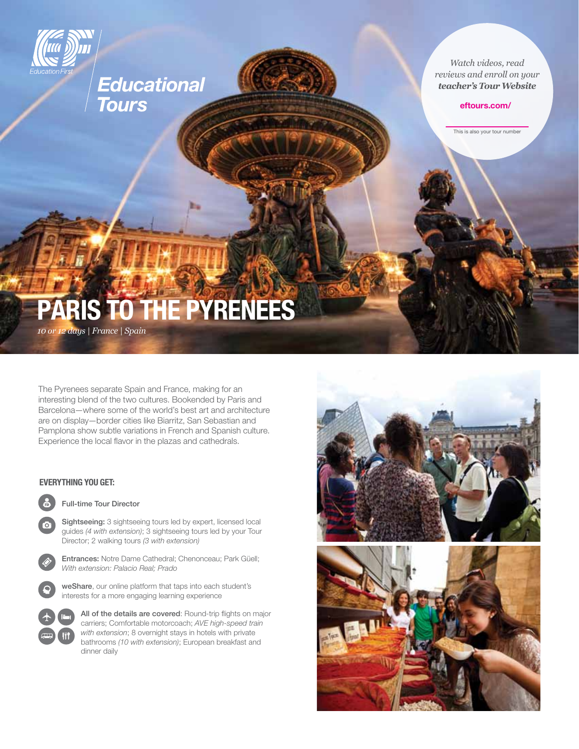Educational Tours

*Watch videos, read reviews and enroll on your* ***teacher's Tour Website***

**eftours.com/**

This is also your tour number

# PARIS TO THE PYRENEES

*10 or 12 days | France | Spain*

The Pyrenees separate Spain and France, making for an interesting blend of the two cultures. Bookended by Paris and Barcelona—where some of the world's best art and architecture are on display—border cities like Biarritz, San Sebastian and Pamplona show subtle variations in French and Spanish culture. Experience the local flavor in the plazas and cathedrals.

## EVERYTHING YOU GET:

- Full-time Tour Director
- **Sightseeing:** 3 sightseeing tours led by expert, licensed local guides *(4 with extension)*; 3 sightseeing tours led by your Tour Director; 2 walking tours *(3 with extension)*
- **Entrances:** Notre Dame Cathedral; Chenonceau; Park Güell; *With extension: Palacio Real; Prado*
- **weShare**, our online platform that taps into each student's interests for a more engaging learning experience
- **All of the details are covered**: Round-trip flights on major carriers; Comfortable motorcoach; *AVE high-speed train with extension*; 8 overnight stays in hotels with private bathrooms *(10 with extension)*; European breakfast and dinner daily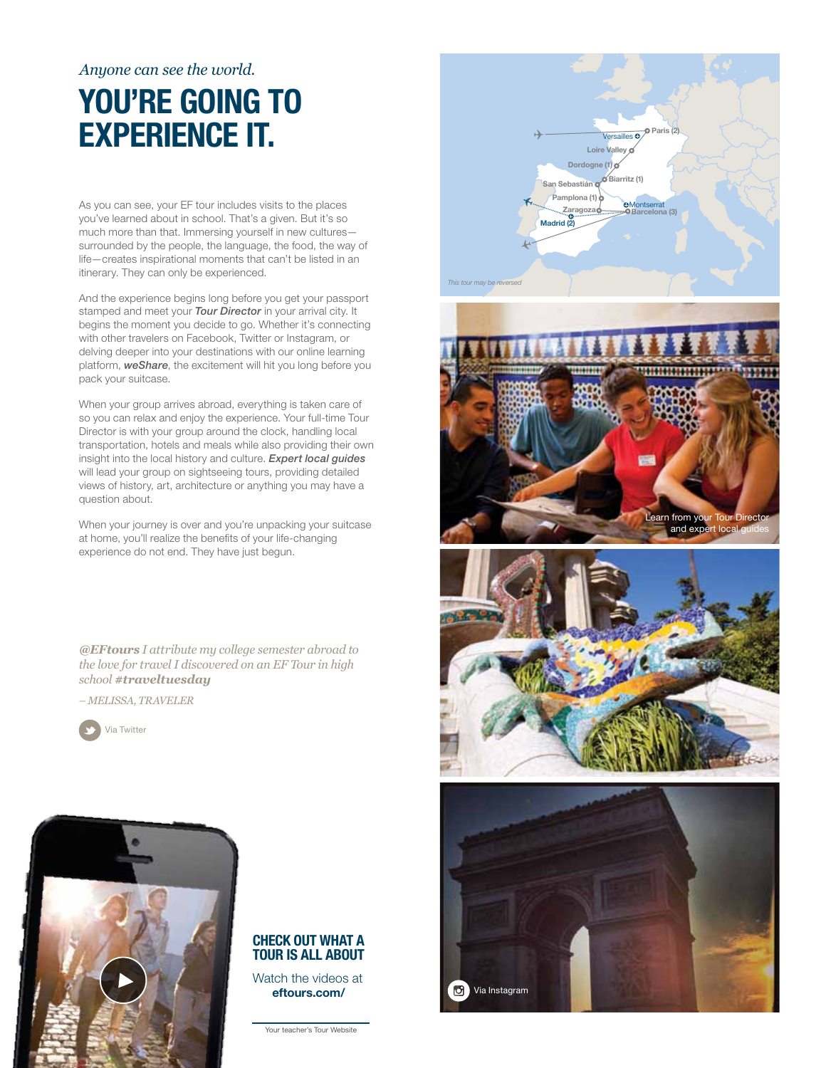*Anyone can see the world.*

# YOU'RE GOING TO EXPERIENCE IT.

As you can see, your EF tour includes visits to the places you've learned about in school. That's a given. But it's so much more than that. Immersing yourself in new cultures—surrounded by the people, the language, the food, the way of life—creates inspirational moments that can't be listed in an itinerary. They can only be experienced.

And the experience begins long before you get your passport stamped and meet your ***Tour Director*** in your arrival city. It begins the moment you decide to go. Whether it's connecting with other travelers on Facebook, Twitter or Instagram, or delving deeper into your destinations with our online learning platform, ***weShare***, the excitement will hit you long before you pack your suitcase.

When your group arrives abroad, everything is taken care of so you can relax and enjoy the experience. Your full-time Tour Director is with your group around the clock, handling local transportation, hotels and meals while also providing their own insight into the local history and culture. ***Expert local guides*** will lead your group on sightseeing tours, providing detailed views of history, art, architecture or anything you may have a question about.

When your journey is over and you're unpacking your suitcase at home, you'll realize the benefits of your life-changing experience do not end. They have just begun.

*Paris (2), Versailles, Loire Valley, Dordogne (1), Biarritz (1), San Sebastián, Pamplona (1), Zaragoza, Montserrat, Barcelona (3), Madrid (2)*

*This tour may be reversed*

Learn from your Tour Director and expert local guides

*__@EFtours__ I attribute my college semester abroad to the love for travel I discovered on an EF Tour in high school __#traveltuesday__*

*– MELISSA, TRAVELER*

Via Twitter

Via Instagram

## CHECK OUT WHAT A TOUR IS ALL ABOUT

Watch the videos at
**eftours.com/**

Your teacher's Tour Website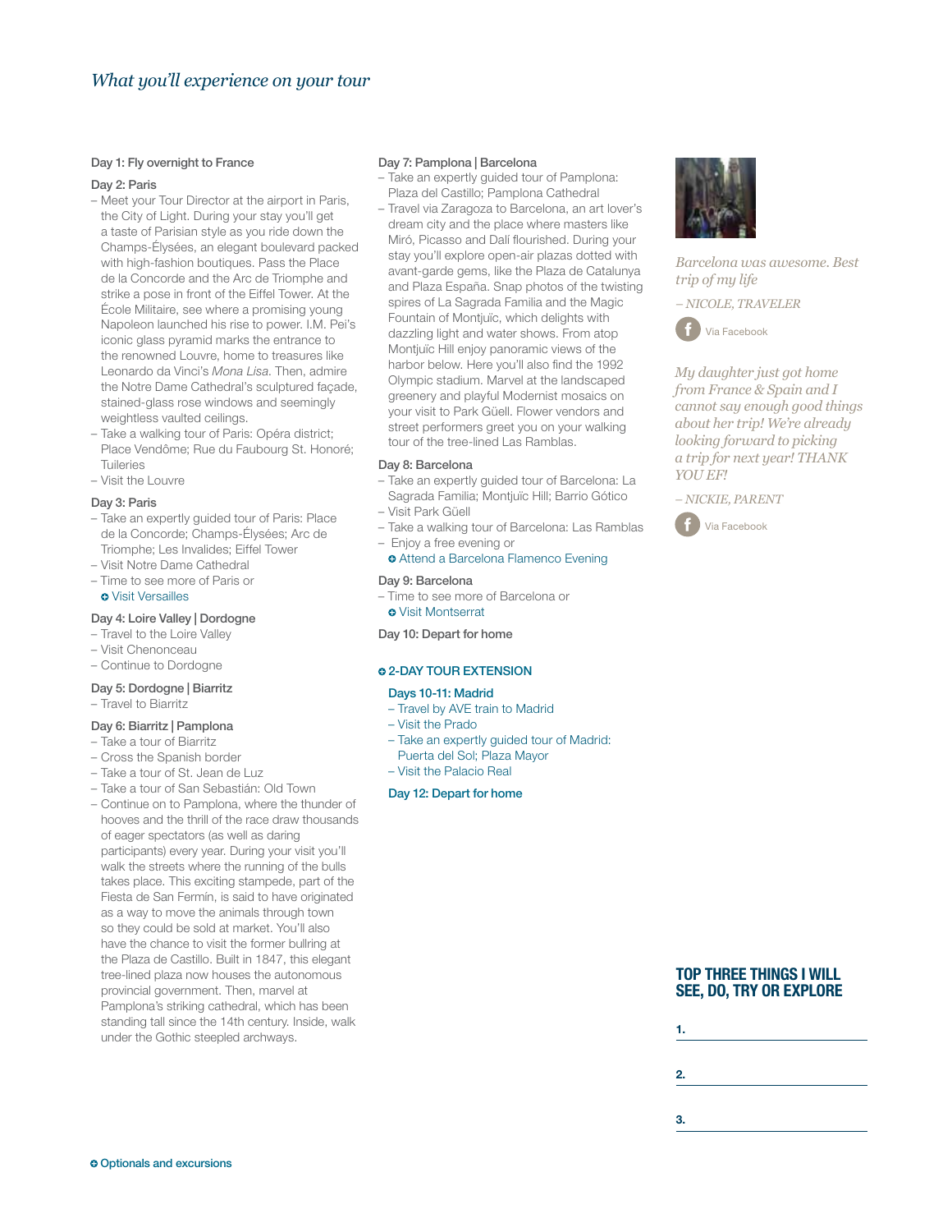## *What you'll experience on your tour*

**Day 1: Fly overnight to France**

**Day 2: Paris**

- Meet your Tour Director at the airport in Paris, the City of Light. During your stay you'll get a taste of Parisian style as you ride down the Champs-Élysées, an elegant boulevard packed with high-fashion boutiques. Pass the Place de la Concorde and the Arc de Triomphe and strike a pose in front of the Eiffel Tower. At the École Militaire, see where a promising young Napoleon launched his rise to power. I.M. Pei's iconic glass pyramid marks the entrance to the renowned Louvre, home to treasures like Leonardo da Vinci's *Mona Lisa*. Then, admire the Notre Dame Cathedral's sculptured façade, stained-glass rose windows and seemingly weightless vaulted ceilings.
- Take a walking tour of Paris: Opéra district; Place Vendôme; Rue du Faubourg St. Honoré; Tuileries
- Visit the Louvre

**Day 3: Paris**

- Take an expertly guided tour of Paris: Place de la Concorde; Champs-Élysées; Arc de Triomphe; Les Invalides; Eiffel Tower
- Visit Notre Dame Cathedral
- Time to see more of Paris or
  - ✪ Visit Versailles

**Day 4: Loire Valley | Dordogne**

- Travel to the Loire Valley
- Visit Chenonceau
- Continue to Dordogne

**Day 5: Dordogne | Biarritz**

- Travel to Biarritz

**Day 6: Biarritz | Pamplona**

- Take a tour of Biarritz
- Cross the Spanish border
- Take a tour of St. Jean de Luz
- Take a tour of San Sebastián: Old Town
- Continue on to Pamplona, where the thunder of hooves and the thrill of the race draw thousands of eager spectators (as well as daring participants) every year. During your visit you'll walk the streets where the running of the bulls takes place. This exciting stampede, part of the Fiesta de San Fermín, is said to have originated as a way to move the animals through town so they could be sold at market. You'll also have the chance to visit the former bullring at the Plaza de Castillo. Built in 1847, this elegant tree-lined plaza now houses the autonomous provincial government. Then, marvel at Pamplona's striking cathedral, which has been standing tall since the 14th century. Inside, walk under the Gothic steepled archways.

**Day 7: Pamplona | Barcelona**

- Take an expertly guided tour of Pamplona: Plaza del Castillo; Pamplona Cathedral
- Travel via Zaragoza to Barcelona, an art lover's dream city and the place where masters like Miró, Picasso and Dalí flourished. During your stay you'll explore open-air plazas dotted with avant-garde gems, like the Plaza de Catalunya and Plaza España. Snap photos of the twisting spires of La Sagrada Familia and the Magic Fountain of Montjuïc, which delights with dazzling light and water shows. From atop Montjuïc Hill enjoy panoramic views of the harbor below. Here you'll also find the 1992 Olympic stadium. Marvel at the landscaped greenery and playful Modernist mosaics on your visit to Park Güell. Flower vendors and street performers greet you on your walking tour of the tree-lined Las Ramblas.

**Day 8: Barcelona**

- Take an expertly guided tour of Barcelona: La Sagrada Familia; Montjuïc Hill; Barrio Gótico
- Visit Park Güell
- Take a walking tour of Barcelona: Las Ramblas
- Enjoy a free evening or
  - ✪ Attend a Barcelona Flamenco Evening

**Day 9: Barcelona**

- Time to see more of Barcelona or
  - ✪ Visit Montserrat

**Day 10: Depart for home**

**✪ 2-DAY TOUR EXTENSION**

**Days 10-11: Madrid**

- Travel by AVE train to Madrid
- Visit the Prado
- Take an expertly guided tour of Madrid: Puerta del Sol; Plaza Mayor
- Visit the Palacio Real

**Day 12: Depart for home**

*Barcelona was awesome. Best trip of my life*

*– NICOLE, TRAVELER*

Via Facebook

*My daughter just got home from France & Spain and I cannot say enough good things about her trip! We're already looking forward to picking a trip for next year! THANK YOU EF!*

*– NICKIE, PARENT*

Via Facebook

**TOP THREE THINGS I WILL SEE, DO, TRY OR EXPLORE**

1. \_\_\_\_\_\_\_\_\_\_\_\_\_\_\_\_\_\_\_\_

2. \_\_\_\_\_\_\_\_\_\_\_\_\_\_\_\_\_\_\_\_

3. \_\_\_\_\_\_\_\_\_\_\_\_\_\_\_\_\_\_\_\_

✪ Optionals and excursions